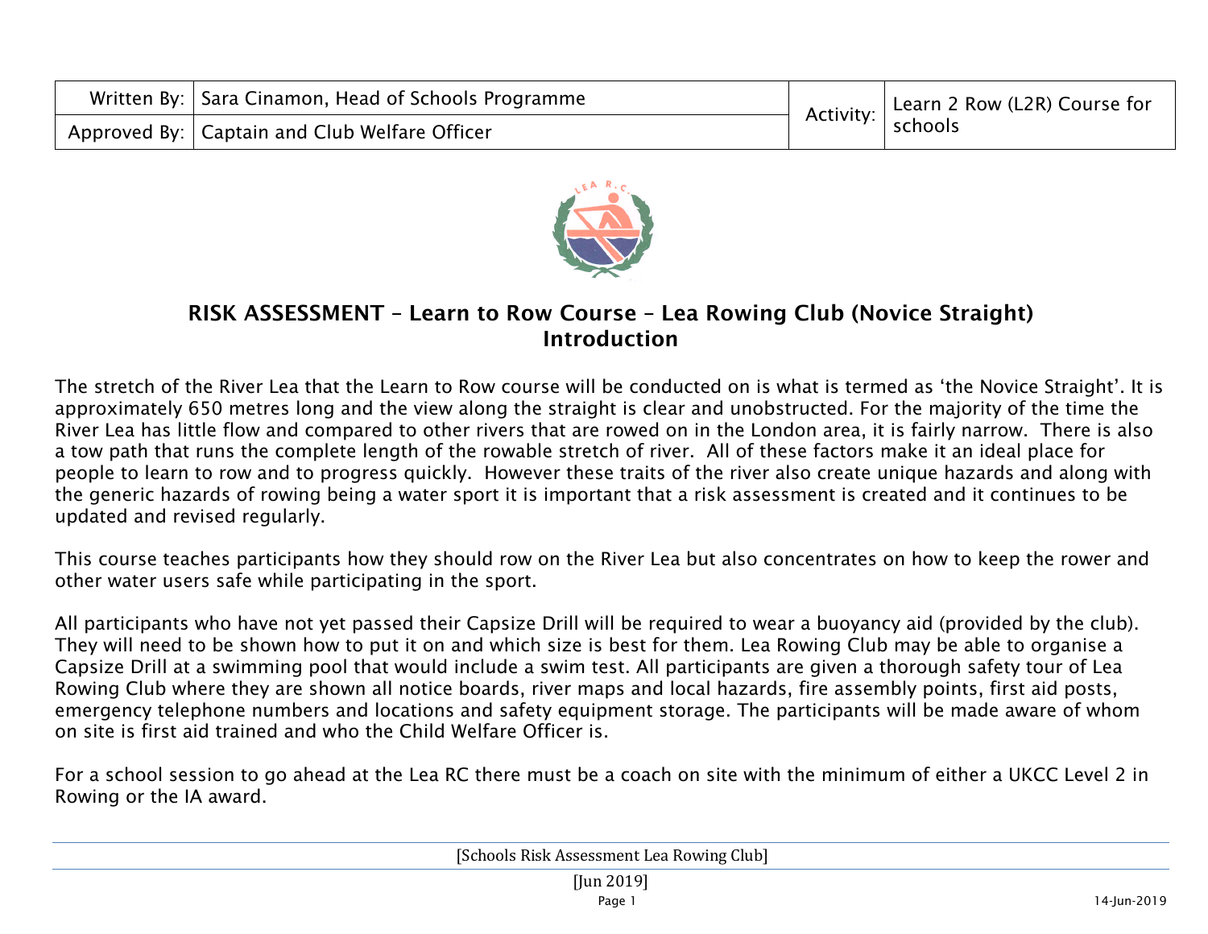| Written By: | Sara Cinamon, Head of Schools Programme | Activity: | Learn 2 Row (L2R) Course for schools |
|---|---|---|---|
| Approved By: | Captain and Club Welfare Officer | | |

## RISK ASSESSMENT – Learn to Row Course – Lea Rowing Club (Novice Straight)

## Introduction

The stretch of the River Lea that the Learn to Row course will be conducted on is what is termed as 'the Novice Straight'. It is approximately 650 metres long and the view along the straight is clear and unobstructed. For the majority of the time the River Lea has little flow and compared to other rivers that are rowed on in the London area, it is fairly narrow. There is also a tow path that runs the complete length of the rowable stretch of river. All of these factors make it an ideal place for people to learn to row and to progress quickly. However these traits of the river also create unique hazards and along with the generic hazards of rowing being a water sport it is important that a risk assessment is created and it continues to be updated and revised regularly.

This course teaches participants how they should row on the River Lea but also concentrates on how to keep the rower and other water users safe while participating in the sport.

All participants who have not yet passed their Capsize Drill will be required to wear a buoyancy aid (provided by the club). They will need to be shown how to put it on and which size is best for them. Lea Rowing Club may be able to organise a Capsize Drill at a swimming pool that would include a swim test. All participants are given a thorough safety tour of Lea Rowing Club where they are shown all notice boards, river maps and local hazards, fire assembly points, first aid posts, emergency telephone numbers and locations and safety equipment storage. The participants will be made aware of whom on site is first aid trained and who the Child Welfare Officer is.

For a school session to go ahead at the Lea RC there must be a coach on site with the minimum of either a UKCC Level 2 in Rowing or the IA award.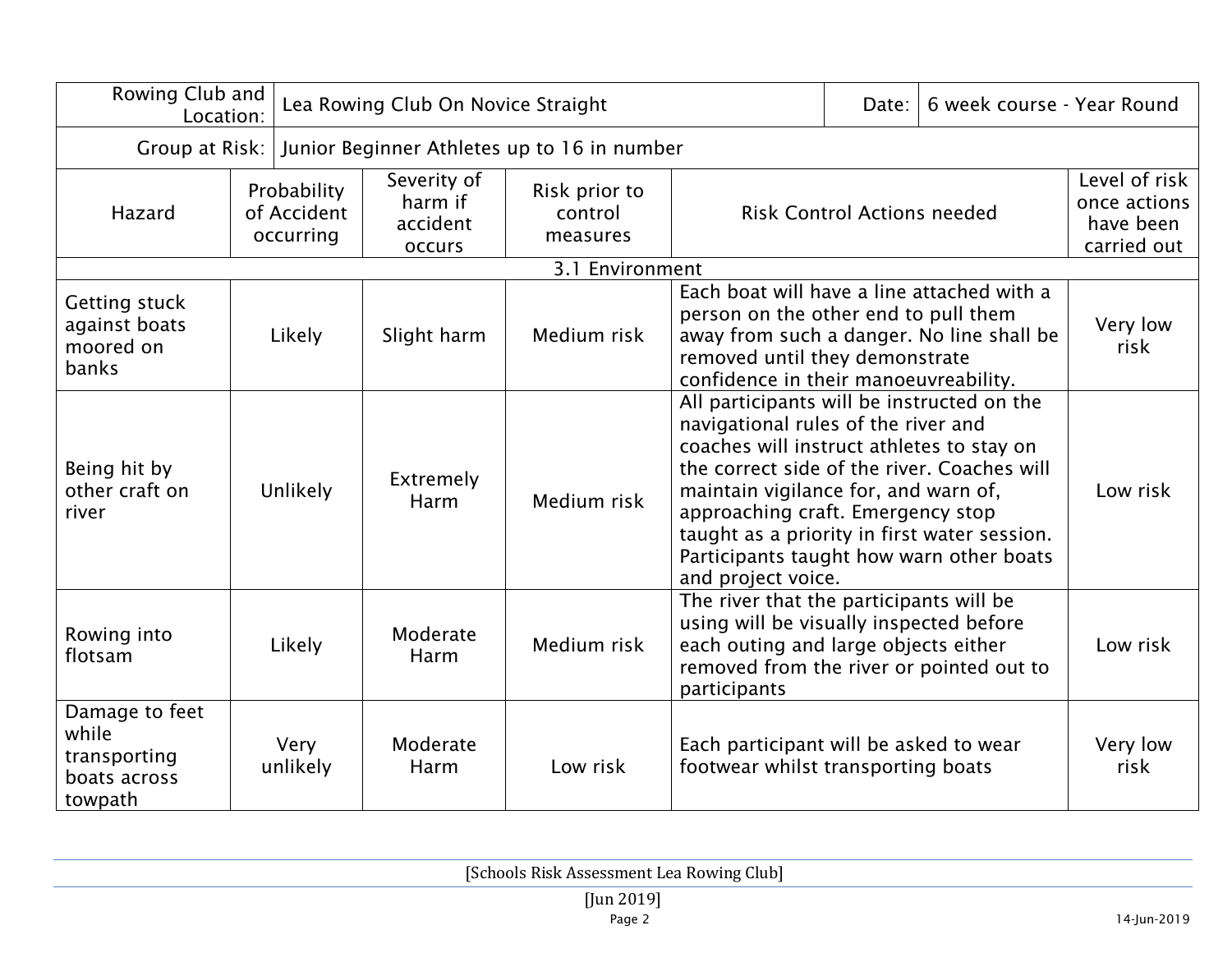| Rowing Club and Location: | Lea Rowing Club On Novice Straight | | | Date: | 6 week course - Year Round |
|---|---|---|---|---|---|
| Group at Risk: | Junior Beginner Athletes up to 16 in number | | | | |

| Hazard | Probability of Accident occurring | Severity of harm if accident occurs | Risk prior to control measures | Risk Control Actions needed | Level of risk once actions have been carried out |
|---|---|---|---|---|---|
| 3.1 Environment | | | | | |
| Getting stuck against boats moored on banks | Likely | Slight harm | Medium risk | Each boat will have a line attached with a person on the other end to pull them away from such a danger. No line shall be removed until they demonstrate confidence in their manoeuvreability. | Very low risk |
| Being hit by other craft on river | Unlikely | Extremely Harm | Medium risk | All participants will be instructed on the navigational rules of the river and coaches will instruct athletes to stay on the correct side of the river. Coaches will maintain vigilance for, and warn of, approaching craft. Emergency stop taught as a priority in first water session. Participants taught how warn other boats and project voice. | Low risk |
| Rowing into flotsam | Likely | Moderate Harm | Medium risk | The river that the participants will be using will be visually inspected before each outing and large objects either removed from the river or pointed out to participants | Low risk |
| Damage to feet while transporting boats across towpath | Very unlikely | Moderate Harm | Low risk | Each participant will be asked to wear footwear whilst transporting boats | Very low risk |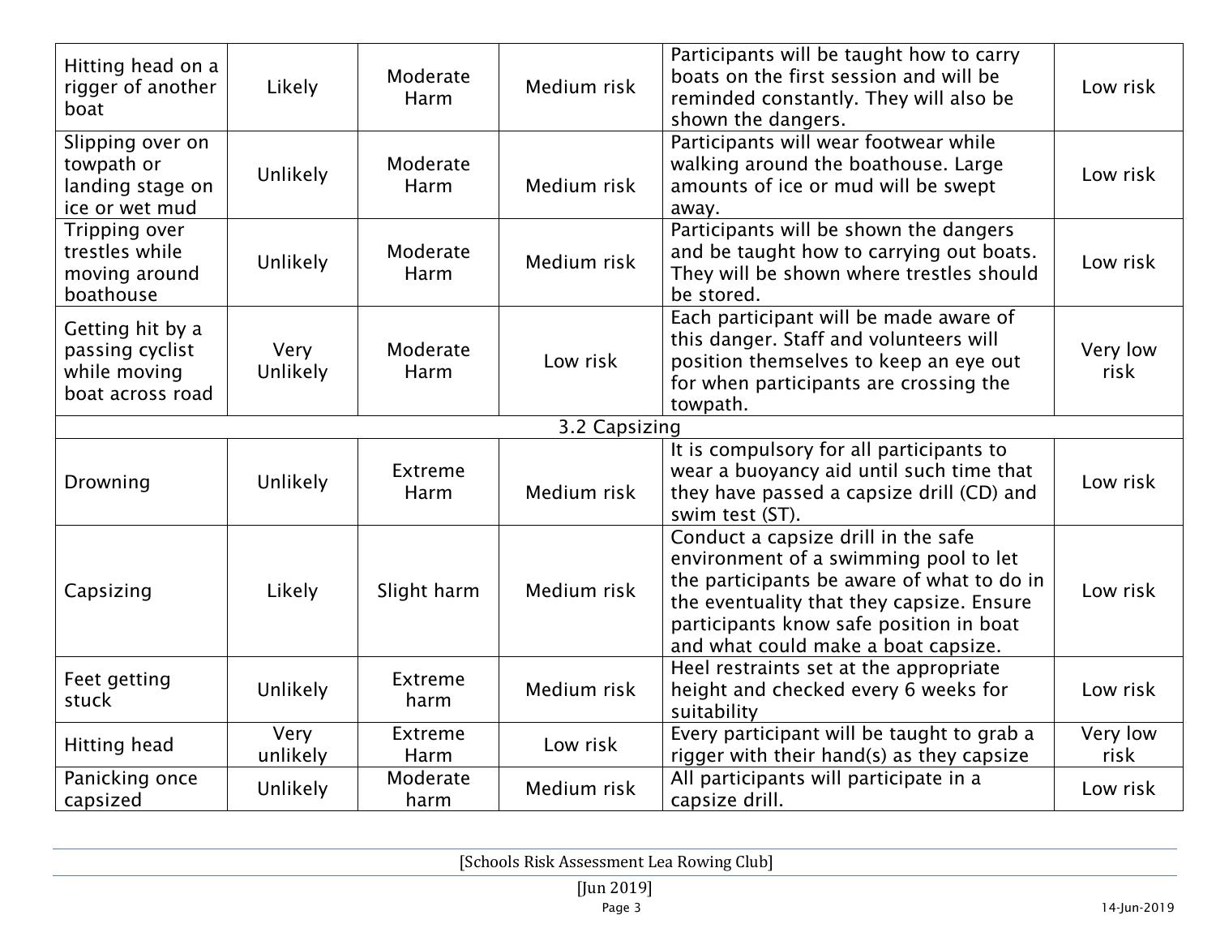| | | | | | |
|---|---|---|---|---|---|
| Hitting head on a rigger of another boat | Likely | Moderate Harm | Medium risk | Participants will be taught how to carry boats on the first session and will be reminded constantly. They will also be shown the dangers. | Low risk |
| Slipping over on towpath or landing stage on ice or wet mud | Unlikely | Moderate Harm | Medium risk | Participants will wear footwear while walking around the boathouse. Large amounts of ice or mud will be swept away. | Low risk |
| Tripping over trestles while moving around boathouse | Unlikely | Moderate Harm | Medium risk | Participants will be shown the dangers and be taught how to carrying out boats. They will be shown where trestles should be stored. | Low risk |
| Getting hit by a passing cyclist while moving boat across road | Very Unlikely | Moderate Harm | Low risk | Each participant will be made aware of this danger. Staff and volunteers will position themselves to keep an eye out for when participants are crossing the towpath. | Very low risk |
| 3.2 Capsizing | | | | | |
| Drowning | Unlikely | Extreme Harm | Medium risk | It is compulsory for all participants to wear a buoyancy aid until such time that they have passed a capsize drill (CD) and swim test (ST). | Low risk |
| Capsizing | Likely | Slight harm | Medium risk | Conduct a capsize drill in the safe environment of a swimming pool to let the participants be aware of what to do in the eventuality that they capsize. Ensure participants know safe position in boat and what could make a boat capsize. | Low risk |
| Feet getting stuck | Unlikely | Extreme harm | Medium risk | Heel restraints set at the appropriate height and checked every 6 weeks for suitability | Low risk |
| Hitting head | Very unlikely | Extreme Harm | Low risk | Every participant will be taught to grab a rigger with their hand(s) as they capsize | Very low risk |
| Panicking once capsized | Unlikely | Moderate harm | Medium risk | All participants will participate in a capsize drill. | Low risk |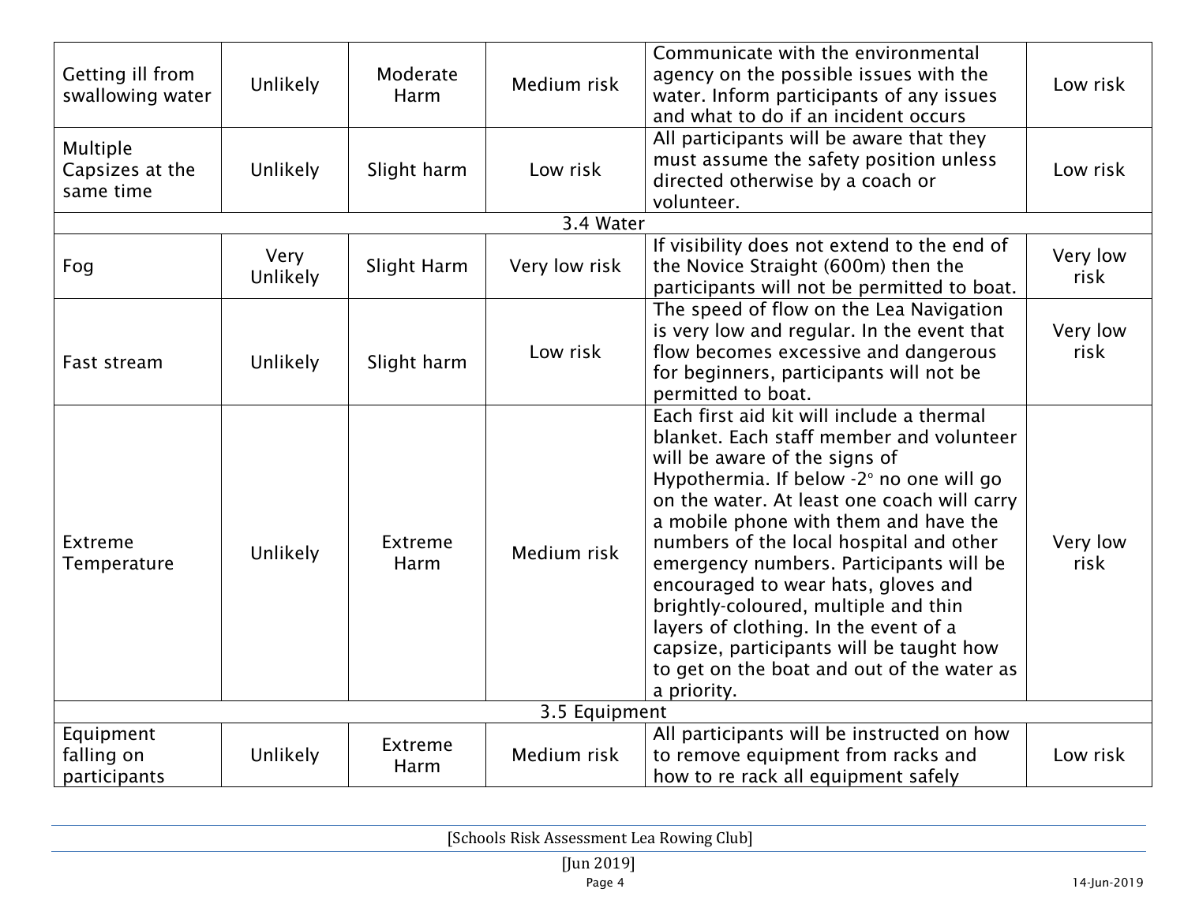| | | | | | |
|---|---|---|---|---|---|
| Getting ill from swallowing water | Unlikely | Moderate Harm | Medium risk | Communicate with the environmental agency on the possible issues with the water. Inform participants of any issues and what to do if an incident occurs | Low risk |
| Multiple Capsizes at the same time | Unlikely | Slight harm | Low risk | All participants will be aware that they must assume the safety position unless directed otherwise by a coach or volunteer. | Low risk |
| **3.4 Water** | | | | | |
| Fog | Very Unlikely | Slight Harm | Very low risk | If visibility does not extend to the end of the Novice Straight (600m) then the participants will not be permitted to boat. | Very low risk |
| Fast stream | Unlikely | Slight harm | Low risk | The speed of flow on the Lea Navigation is very low and regular. In the event that flow becomes excessive and dangerous for beginners, participants will not be permitted to boat. | Very low risk |
| Extreme Temperature | Unlikely | Extreme Harm | Medium risk | Each first aid kit will include a thermal blanket. Each staff member and volunteer will be aware of the signs of Hypothermia. If below -2° no one will go on the water. At least one coach will carry a mobile phone with them and have the numbers of the local hospital and other emergency numbers. Participants will be encouraged to wear hats, gloves and brightly-coloured, multiple and thin layers of clothing. In the event of a capsize, participants will be taught how to get on the boat and out of the water as a priority. | Very low risk |
| **3.5 Equipment** | | | | | |
| Equipment falling on participants | Unlikely | Extreme Harm | Medium risk | All participants will be instructed on how to remove equipment from racks and how to re rack all equipment safely | Low risk |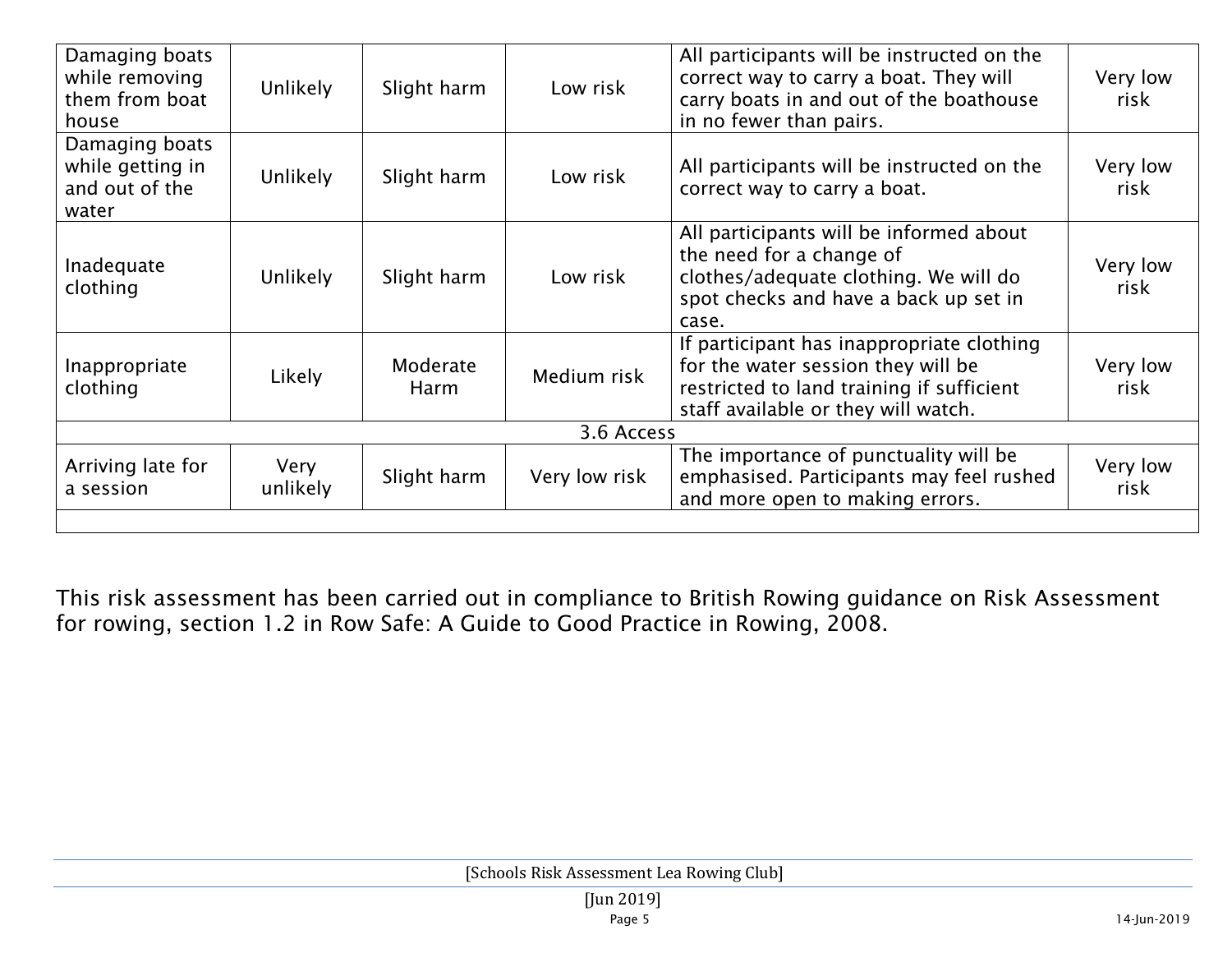| Damaging boats while removing them from boat house | Unlikely | Slight harm | Low risk | All participants will be instructed on the correct way to carry a boat. They will carry boats in and out of the boathouse in no fewer than pairs. | Very low risk |
|---|---|---|---|---|---|
| Damaging boats while getting in and out of the water | Unlikely | Slight harm | Low risk | All participants will be instructed on the correct way to carry a boat. | Very low risk |
| Inadequate clothing | Unlikely | Slight harm | Low risk | All participants will be informed about the need for a change of clothes/adequate clothing. We will do spot checks and have a back up set in case. | Very low risk |
| Inappropriate clothing | Likely | Moderate Harm | Medium risk | If participant has inappropriate clothing for the water session they will be restricted to land training if sufficient staff available or they will watch. | Very low risk |
| 3.6 Access | | | | | |
| Arriving late for a session | Very unlikely | Slight harm | Very low risk | The importance of punctuality will be emphasised. Participants may feel rushed and more open to making errors. | Very low risk |
| | | | | | |

This risk assessment has been carried out in compliance to British Rowing guidance on Risk Assessment for rowing, section 1.2 in Row Safe: A Guide to Good Practice in Rowing, 2008.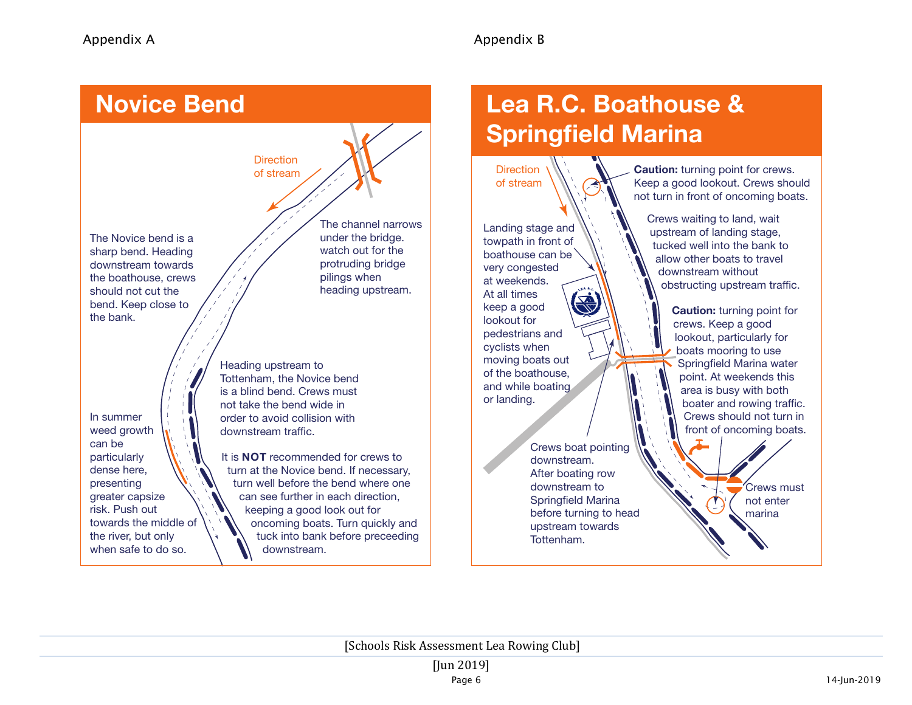Appendix A

## Novice Bend

Direction of stream

The Novice bend is a sharp bend. Heading downstream towards the boathouse, crews should not cut the bend. Keep close to the bank.

The channel narrows under the bridge. watch out for the protruding bridge pilings when heading upstream.

Heading upstream to Tottenham, the Novice bend is a blind bend. Crews must not take the bend wide in order to avoid collision with downstream traffic.

In summer weed growth can be particularly dense here, presenting greater capsize risk. Push out towards the middle of the river, but only when safe to do so.

It is **NOT** recommended for crews to turn at the Novice bend. If necessary, turn well before the bend where one can see further in each direction, keeping a good look out for oncoming boats. Turn quickly and tuck into bank before preceeding downstream.

Appendix B

## Lea R.C. Boathouse & Springfield Marina

Direction of stream

**Caution:** turning point for crews. Keep a good lookout. Crews should not turn in front of oncoming boats.

Crews waiting to land, wait upstream of landing stage, tucked well into the bank to allow other boats to travel downstream without obstructing upstream traffic.

Landing stage and towpath in front of boathouse can be very congested at weekends. At all times keep a good lookout for pedestrians and cyclists when moving boats out of the boathouse, and while boating or landing.

**Caution:** turning point for crews. Keep a good lookout, particularly for boats mooring to use Springfield Marina water point. At weekends this area is busy with both boater and rowing traffic. Crews should not turn in front of oncoming boats.

Crews boat pointing downstream. After boating row downstream to Springfield Marina before turning to head upstream towards Tottenham.

Crews must not enter marina

[Schools Risk Assessment Lea Rowing Club]

[Jun 2019]